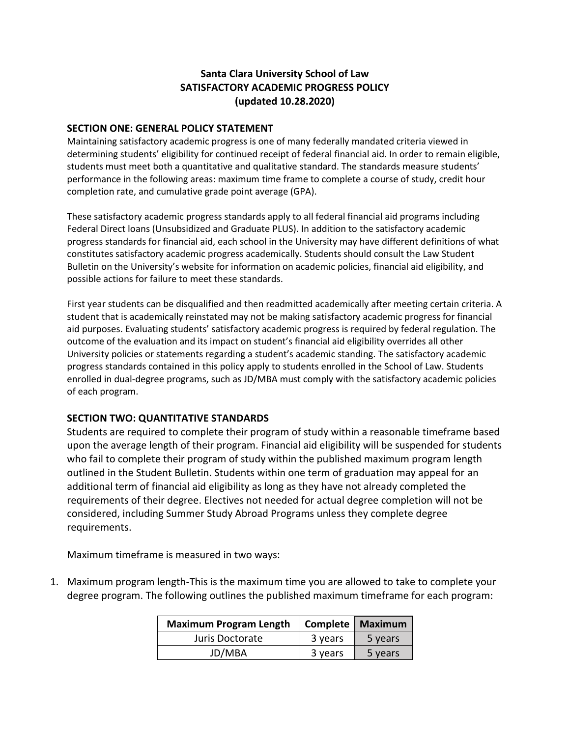# Santa Clara University School of Law
# SATISFACTORY ACADEMIC PROGRESS POLICY
# (updated 10.28.2020)

## SECTION ONE: GENERAL POLICY STATEMENT

Maintaining satisfactory academic progress is one of many federally mandated criteria viewed in determining students' eligibility for continued receipt of federal financial aid. In order to remain eligible, students must meet both a quantitative and qualitative standard. The standards measure students' performance in the following areas: maximum time frame to complete a course of study, credit hour completion rate, and cumulative grade point average (GPA).

These satisfactory academic progress standards apply to all federal financial aid programs including Federal Direct loans (Unsubsidized and Graduate PLUS). In addition to the satisfactory academic progress standards for financial aid, each school in the University may have different definitions of what constitutes satisfactory academic progress academically. Students should consult the Law Student Bulletin on the University's website for information on academic policies, financial aid eligibility, and possible actions for failure to meet these standards.

First year students can be disqualified and then readmitted academically after meeting certain criteria. A student that is academically reinstated may not be making satisfactory academic progress for financial aid purposes. Evaluating students' satisfactory academic progress is required by federal regulation. The outcome of the evaluation and its impact on student's financial aid eligibility overrides all other University policies or statements regarding a student's academic standing. The satisfactory academic progress standards contained in this policy apply to students enrolled in the School of Law. Students enrolled in dual-degree programs, such as JD/MBA must comply with the satisfactory academic policies of each program.

## SECTION TWO: QUANTITATIVE STANDARDS

Students are required to complete their program of study within a reasonable timeframe based upon the average length of their program. Financial aid eligibility will be suspended for students who fail to complete their program of study within the published maximum program length outlined in the Student Bulletin. Students within one term of graduation may appeal for an additional term of financial aid eligibility as long as they have not already completed the requirements of their degree. Electives not needed for actual degree completion will not be considered, including Summer Study Abroad Programs unless they complete degree requirements.

Maximum timeframe is measured in two ways:

1. Maximum program length-This is the maximum time you are allowed to take to complete your degree program. The following outlines the published maximum timeframe for each program:

| Maximum Program Length | Complete | Maximum |
|---|---|---|
| Juris Doctorate | 3 years | 5 years |
| JD/MBA | 3 years | 5 years |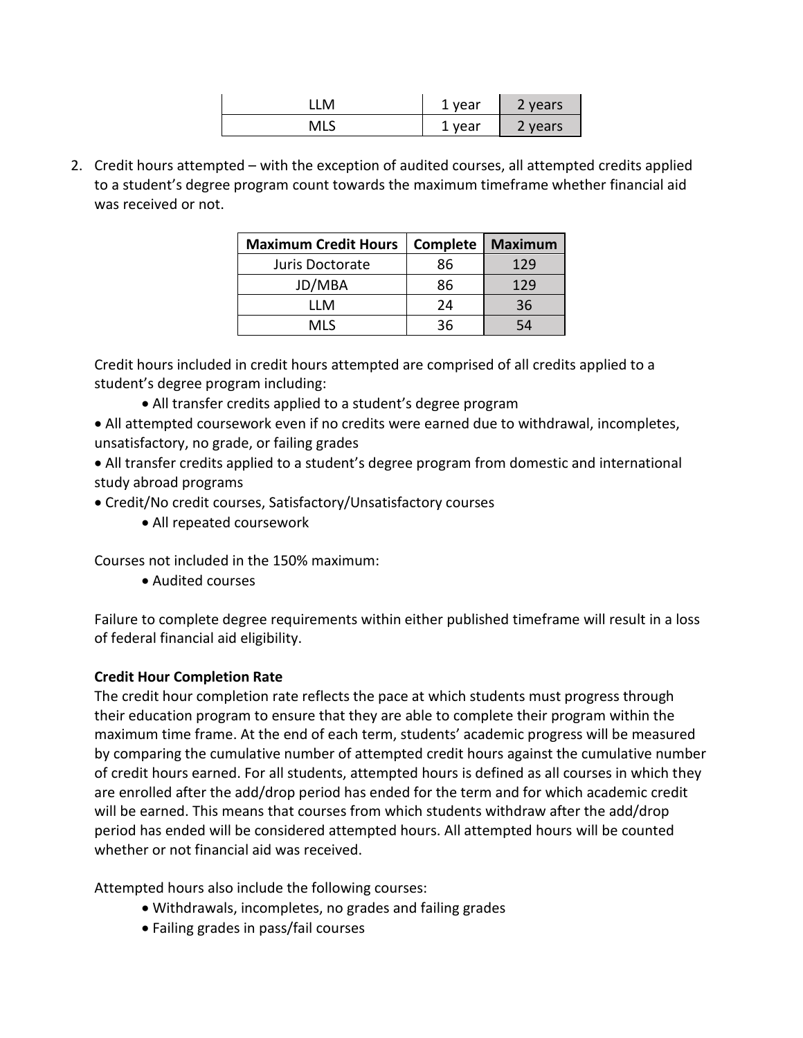| LLM | 1 year | 2 years |
|---|---|---|
| MLS | 1 year | 2 years |

2. Credit hours attempted – with the exception of audited courses, all attempted credits applied to a student's degree program count towards the maximum timeframe whether financial aid was received or not.

| Maximum Credit Hours | Complete | Maximum |
|---|---|---|
| Juris Doctorate | 86 | 129 |
| JD/MBA | 86 | 129 |
| LLM | 24 | 36 |
| MLS | 36 | 54 |

Credit hours included in credit hours attempted are comprised of all credits applied to a student's degree program including:

- All transfer credits applied to a student's degree program
- All attempted coursework even if no credits were earned due to withdrawal, incompletes, unsatisfactory, no grade, or failing grades
- All transfer credits applied to a student's degree program from domestic and international study abroad programs
- Credit/No credit courses, Satisfactory/Unsatisfactory courses
- All repeated coursework

Courses not included in the 150% maximum:

- Audited courses

Failure to complete degree requirements within either published timeframe will result in a loss of federal financial aid eligibility.

**Credit Hour Completion Rate**

The credit hour completion rate reflects the pace at which students must progress through their education program to ensure that they are able to complete their program within the maximum time frame. At the end of each term, students' academic progress will be measured by comparing the cumulative number of attempted credit hours against the cumulative number of credit hours earned. For all students, attempted hours is defined as all courses in which they are enrolled after the add/drop period has ended for the term and for which academic credit will be earned. This means that courses from which students withdraw after the add/drop period has ended will be considered attempted hours. All attempted hours will be counted whether or not financial aid was received.

Attempted hours also include the following courses:

- Withdrawals, incompletes, no grades and failing grades
- Failing grades in pass/fail courses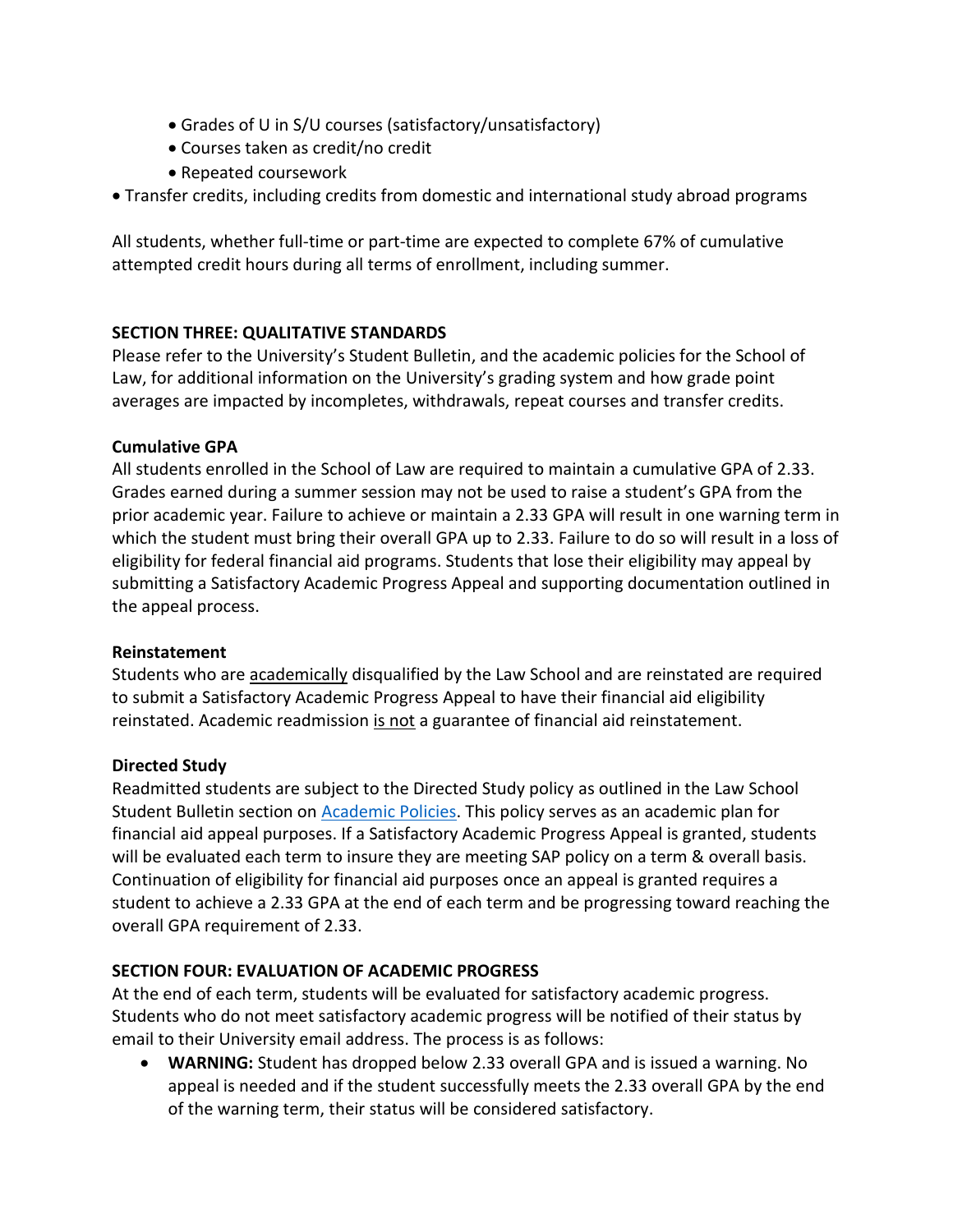- Grades of U in S/U courses (satisfactory/unsatisfactory)
- Courses taken as credit/no credit
- Repeated coursework

- Transfer credits, including credits from domestic and international study abroad programs

All students, whether full-time or part-time are expected to complete 67% of cumulative attempted credit hours during all terms of enrollment, including summer.

**SECTION THREE: QUALITATIVE STANDARDS**

Please refer to the University's Student Bulletin, and the academic policies for the School of Law, for additional information on the University's grading system and how grade point averages are impacted by incompletes, withdrawals, repeat courses and transfer credits.

**Cumulative GPA**

All students enrolled in the School of Law are required to maintain a cumulative GPA of 2.33. Grades earned during a summer session may not be used to raise a student's GPA from the prior academic year. Failure to achieve or maintain a 2.33 GPA will result in one warning term in which the student must bring their overall GPA up to 2.33. Failure to do so will result in a loss of eligibility for federal financial aid programs. Students that lose their eligibility may appeal by submitting a Satisfactory Academic Progress Appeal and supporting documentation outlined in the appeal process.

**Reinstatement**

Students who are academically disqualified by the Law School and are reinstated are required to submit a Satisfactory Academic Progress Appeal to have their financial aid eligibility reinstated. Academic readmission is not a guarantee of financial aid reinstatement.

**Directed Study**

Readmitted students are subject to the Directed Study policy as outlined in the Law School Student Bulletin section on Academic Policies. This policy serves as an academic plan for financial aid appeal purposes. If a Satisfactory Academic Progress Appeal is granted, students will be evaluated each term to insure they are meeting SAP policy on a term & overall basis. Continuation of eligibility for financial aid purposes once an appeal is granted requires a student to achieve a 2.33 GPA at the end of each term and be progressing toward reaching the overall GPA requirement of 2.33.

**SECTION FOUR: EVALUATION OF ACADEMIC PROGRESS**

At the end of each term, students will be evaluated for satisfactory academic progress. Students who do not meet satisfactory academic progress will be notified of their status by email to their University email address. The process is as follows:

- **WARNING:** Student has dropped below 2.33 overall GPA and is issued a warning. No appeal is needed and if the student successfully meets the 2.33 overall GPA by the end of the warning term, their status will be considered satisfactory.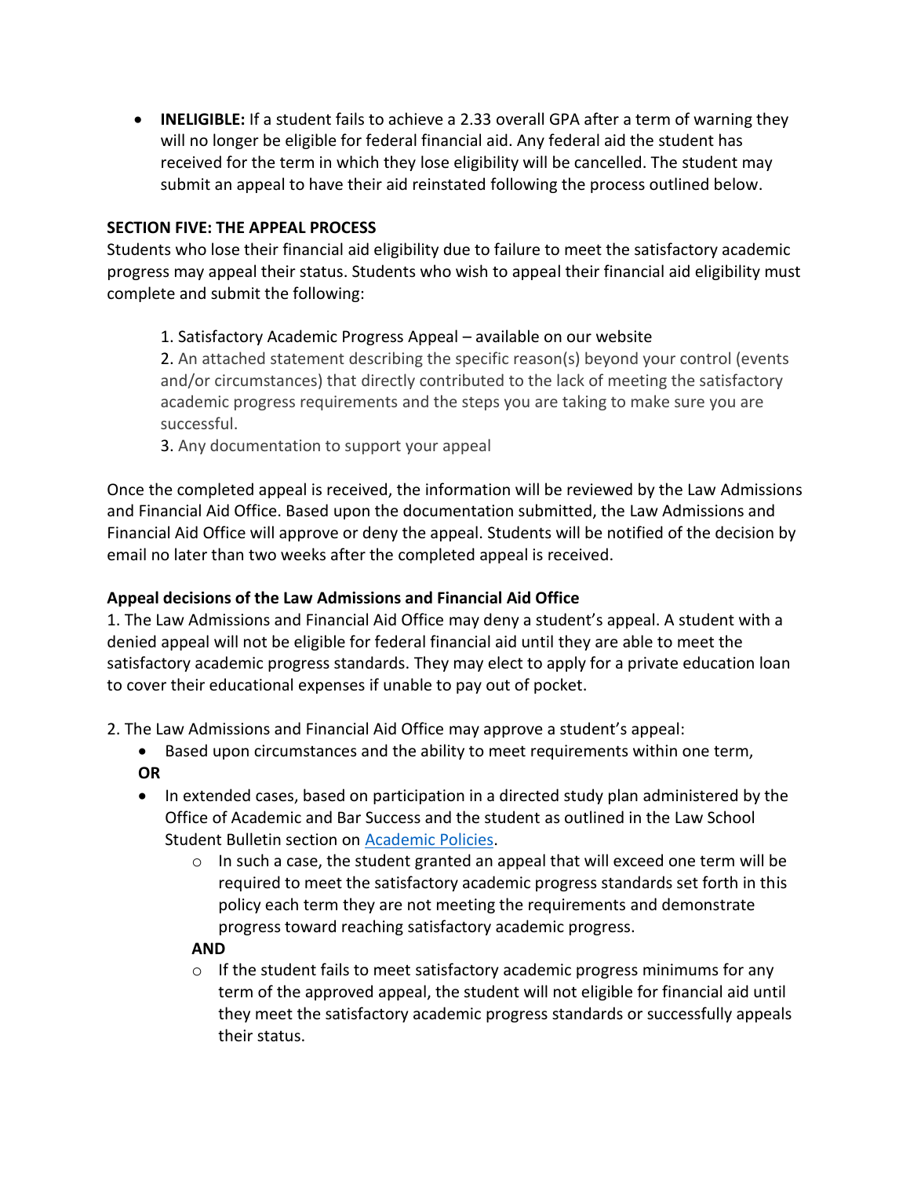- **INELIGIBLE:** If a student fails to achieve a 2.33 overall GPA after a term of warning they will no longer be eligible for federal financial aid. Any federal aid the student has received for the term in which they lose eligibility will be cancelled. The student may submit an appeal to have their aid reinstated following the process outlined below.

**SECTION FIVE: THE APPEAL PROCESS**

Students who lose their financial aid eligibility due to failure to meet the satisfactory academic progress may appeal their status. Students who wish to appeal their financial aid eligibility must complete and submit the following:

1. Satisfactory Academic Progress Appeal – available on our website
2. An attached statement describing the specific reason(s) beyond your control (events and/or circumstances) that directly contributed to the lack of meeting the satisfactory academic progress requirements and the steps you are taking to make sure you are successful.
3. Any documentation to support your appeal

Once the completed appeal is received, the information will be reviewed by the Law Admissions and Financial Aid Office. Based upon the documentation submitted, the Law Admissions and Financial Aid Office will approve or deny the appeal. Students will be notified of the decision by email no later than two weeks after the completed appeal is received.

**Appeal decisions of the Law Admissions and Financial Aid Office**

1. The Law Admissions and Financial Aid Office may deny a student's appeal. A student with a denied appeal will not be eligible for federal financial aid until they are able to meet the satisfactory academic progress standards. They may elect to apply for a private education loan to cover their educational expenses if unable to pay out of pocket.

2. The Law Admissions and Financial Aid Office may approve a student's appeal:
   - Based upon circumstances and the ability to meet requirements within one term,

   **OR**

   - In extended cases, based on participation in a directed study plan administered by the Office of Academic and Bar Success and the student as outlined in the Law School Student Bulletin section on [Academic Policies](Academic Policies).
     - In such a case, the student granted an appeal that will exceed one term will be required to meet the satisfactory academic progress standards set forth in this policy each term they are not meeting the requirements and demonstrate progress toward reaching satisfactory academic progress.

     **AND**

     - If the student fails to meet satisfactory academic progress minimums for any term of the approved appeal, the student will not eligible for financial aid until they meet the satisfactory academic progress standards or successfully appeals their status.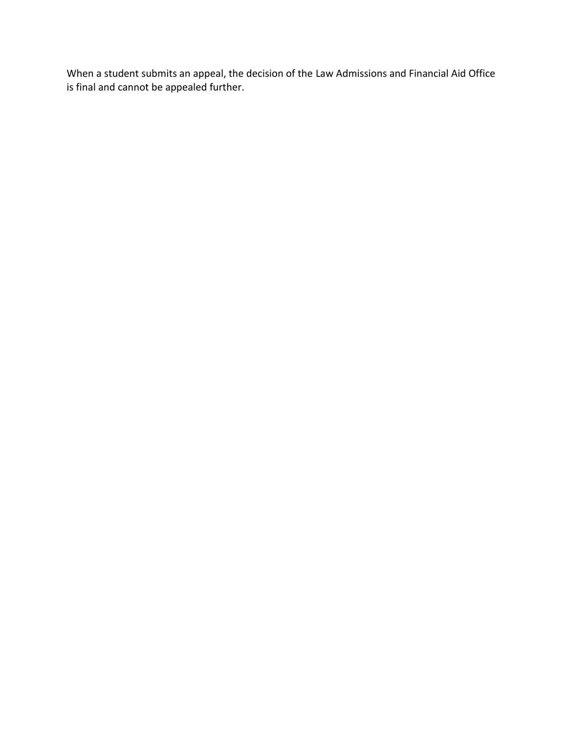When a student submits an appeal, the decision of the Law Admissions and Financial Aid Office is final and cannot be appealed further.